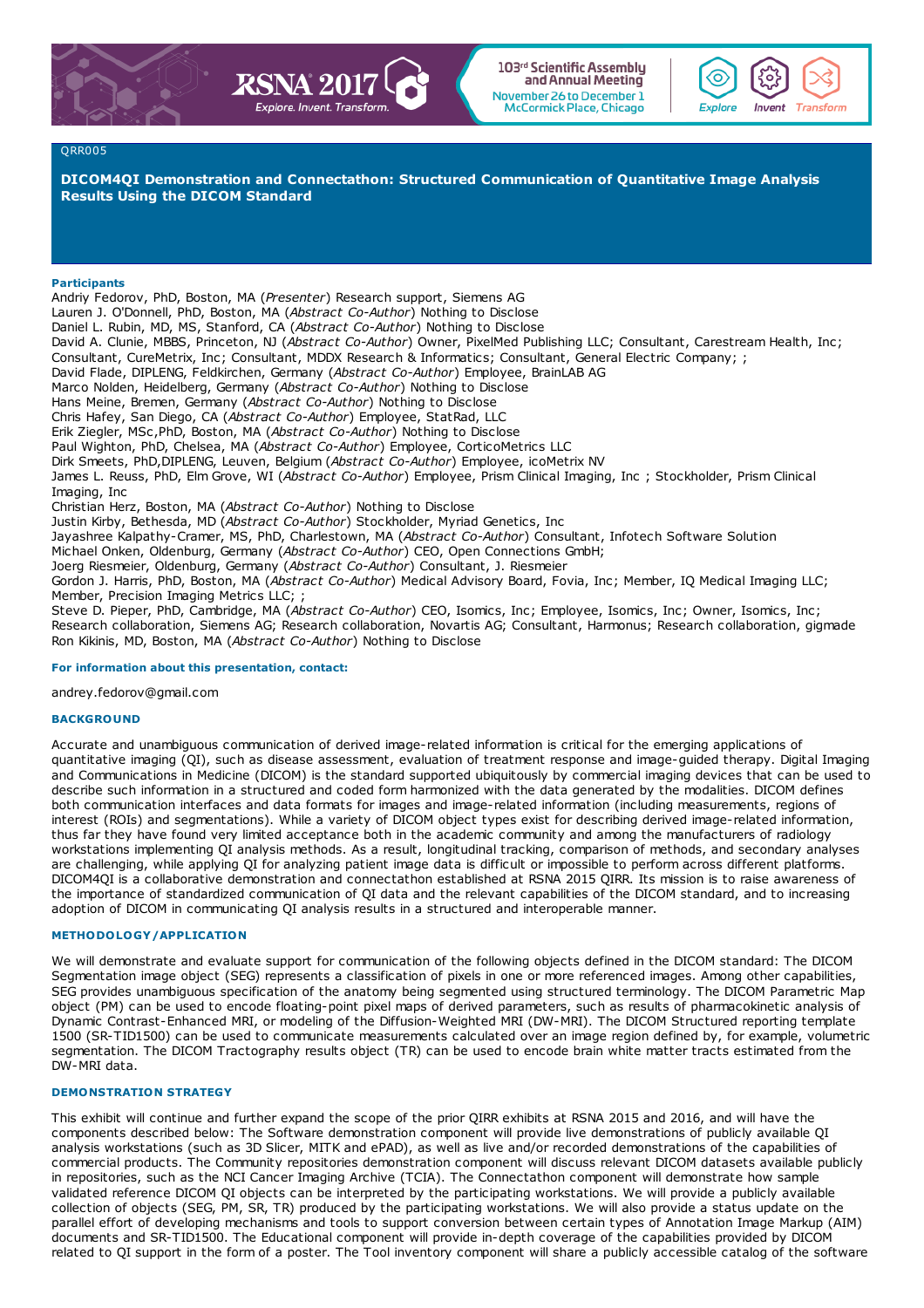QRR005

# DICOM4QI Demonstration and Connectathon: Structured Communication of Quantitative Image Analysis Results Using the DICOM Standard

### Participants

Andriy Fedorov, PhD, Boston, MA (*Presenter*) Research support, Siemens AG
Lauren J. O'Donnell, PhD, Boston, MA (*Abstract Co-Author*) Nothing to Disclose
Daniel L. Rubin, MD, MS, Stanford, CA (*Abstract Co-Author*) Nothing to Disclose
David A. Clunie, MBBS, Princeton, NJ (*Abstract Co-Author*) Owner, PixelMed Publishing LLC; Consultant, Carestream Health, Inc; Consultant, CureMetrix, Inc; Consultant, MDDX Research & Informatics; Consultant, General Electric Company; ;
David Flade, DIPLENG, Feldkirchen, Germany (*Abstract Co-Author*) Employee, BrainLAB AG
Marco Nolden, Heidelberg, Germany (*Abstract Co-Author*) Nothing to Disclose
Hans Meine, Bremen, Germany (*Abstract Co-Author*) Nothing to Disclose
Chris Hafey, San Diego, CA (*Abstract Co-Author*) Employee, StatRad, LLC
Erik Ziegler, MSc,PhD, Boston, MA (*Abstract Co-Author*) Nothing to Disclose
Paul Wighton, PhD, Chelsea, MA (*Abstract Co-Author*) Employee, CorticoMetrics LLC
Dirk Smeets, PhD,DIPLENG, Leuven, Belgium (*Abstract Co-Author*) Employee, icoMetrix NV
James L. Reuss, PhD, Elm Grove, WI (*Abstract Co-Author*) Employee, Prism Clinical Imaging, Inc ; Stockholder, Prism Clinical Imaging, Inc
Christian Herz, Boston, MA (*Abstract Co-Author*) Nothing to Disclose
Justin Kirby, Bethesda, MD (*Abstract Co-Author*) Stockholder, Myriad Genetics, Inc
Jayashree Kalpathy-Cramer, MS, PhD, Charlestown, MA (*Abstract Co-Author*) Consultant, Infotech Software Solution
Michael Onken, Oldenburg, Germany (*Abstract Co-Author*) CEO, Open Connections GmbH;
Joerg Riesmeier, Oldenburg, Germany (*Abstract Co-Author*) Consultant, J. Riesmeier
Gordon J. Harris, PhD, Boston, MA (*Abstract Co-Author*) Medical Advisory Board, Fovia, Inc; Member, IQ Medical Imaging LLC; Member, Precision Imaging Metrics LLC; ;
Steve D. Pieper, PhD, Cambridge, MA (*Abstract Co-Author*) CEO, Isomics, Inc; Employee, Isomics, Inc; Owner, Isomics, Inc; Research collaboration, Siemens AG; Research collaboration, Novartis AG; Consultant, Harmonus; Research collaboration, gigmade
Ron Kikinis, MD, Boston, MA (*Abstract Co-Author*) Nothing to Disclose

### For information about this presentation, contact:

andrey.fedorov@gmail.com

### BACKGROUND

Accurate and unambiguous communication of derived image-related information is critical for the emerging applications of quantitative imaging (QI), such as disease assessment, evaluation of treatment response and image-guided therapy. Digital Imaging and Communications in Medicine (DICOM) is the standard supported ubiquitously by commercial imaging devices that can be used to describe such information in a structured and coded form harmonized with the data generated by the modalities. DICOM defines both communication interfaces and data formats for images and image-related information (including measurements, regions of interest (ROIs) and segmentations). While a variety of DICOM object types exist for describing derived image-related information, thus far they have found very limited acceptance both in the academic community and among the manufacturers of radiology workstations implementing QI analysis methods. As a result, longitudinal tracking, comparison of methods, and secondary analyses are challenging, while applying QI for analyzing patient image data is difficult or impossible to perform across different platforms. DICOM4QI is a collaborative demonstration and connectathon established at RSNA 2015 QIRR. Its mission is to raise awareness of the importance of standardized communication of QI data and the relevant capabilities of the DICOM standard, and to increasing adoption of DICOM in communicating QI analysis results in a structured and interoperable manner.

### METHODOLOGY/APPLICATION

We will demonstrate and evaluate support for communication of the following objects defined in the DICOM standard: The DICOM Segmentation image object (SEG) represents a classification of pixels in one or more referenced images. Among other capabilities, SEG provides unambiguous specification of the anatomy being segmented using structured terminology. The DICOM Parametric Map object (PM) can be used to encode floating-point pixel maps of derived parameters, such as results of pharmacokinetic analysis of Dynamic Contrast-Enhanced MRI, or modeling of the Diffusion-Weighted MRI (DW-MRI). The DICOM Structured reporting template 1500 (SR-TID1500) can be used to communicate measurements calculated over an image region defined by, for example, volumetric segmentation. The DICOM Tractography results object (TR) can be used to encode brain white matter tracts estimated from the DW-MRI data.

### DEMONSTRATION STRATEGY

This exhibit will continue and further expand the scope of the prior QIRR exhibits at RSNA 2015 and 2016, and will have the components described below: The Software demonstration component will provide live demonstrations of publicly available QI analysis workstations (such as 3D Slicer, MITK and ePAD), as well as live and/or recorded demonstrations of the capabilities of commercial products. The Community repositories demonstration component will discuss relevant DICOM datasets available publicly in repositories, such as the NCI Cancer Imaging Archive (TCIA). The Connectathon component will demonstrate how sample validated reference DICOM QI objects can be interpreted by the participating workstations. We will provide a publicly available collection of objects (SEG, PM, SR, TR) produced by the participating workstations. We will also provide a status update on the parallel effort of developing mechanisms and tools to support conversion between certain types of Annotation Image Markup (AIM) documents and SR-TID1500. The Educational component will provide in-depth coverage of the capabilities provided by DICOM related to QI support in the form of a poster. The Tool inventory component will share a publicly accessible catalog of the software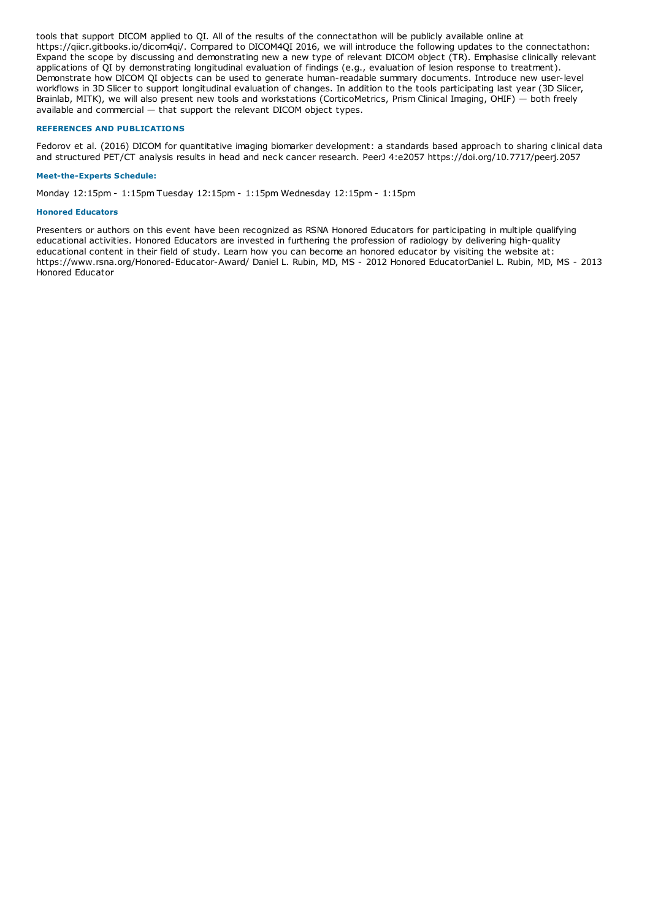tools that support DICOM applied to QI. All of the results of the connectathon will be publicly available online at https://qiicr.gitbooks.io/dicom4qi/. Compared to DICOM4QI 2016, we will introduce the following updates to the connectathon: Expand the scope by discussing and demonstrating new a new type of relevant DICOM object (TR). Emphasise clinically relevant applications of QI by demonstrating longitudinal evaluation of findings (e.g., evaluation of lesion response to treatment). Demonstrate how DICOM QI objects can be used to generate human-readable summary documents. Introduce new user-level workflows in 3D Slicer to support longitudinal evaluation of changes. In addition to the tools participating last year (3D Slicer, Brainlab, MITK), we will also present new tools and workstations (CorticoMetrics, Prism Clinical Imaging, OHIF) — both freely available and commercial — that support the relevant DICOM object types.

#### REFERENCES AND PUBLICATIONS

Fedorov et al. (2016) DICOM for quantitative imaging biomarker development: a standards based approach to sharing clinical data and structured PET/CT analysis results in head and neck cancer research. PeerJ 4:e2057 https://doi.org/10.7717/peerj.2057

#### Meet-the-Experts Schedule:

Monday 12:15pm - 1:15pm Tuesday 12:15pm - 1:15pm Wednesday 12:15pm - 1:15pm

#### Honored Educators

Presenters or authors on this event have been recognized as RSNA Honored Educators for participating in multiple qualifying educational activities. Honored Educators are invested in furthering the profession of radiology by delivering high-quality educational content in their field of study. Learn how you can become an honored educator by visiting the website at: https://www.rsna.org/Honored-Educator-Award/ Daniel L. Rubin, MD, MS - 2012 Honored EducatorDaniel L. Rubin, MD, MS - 2013 Honored Educator